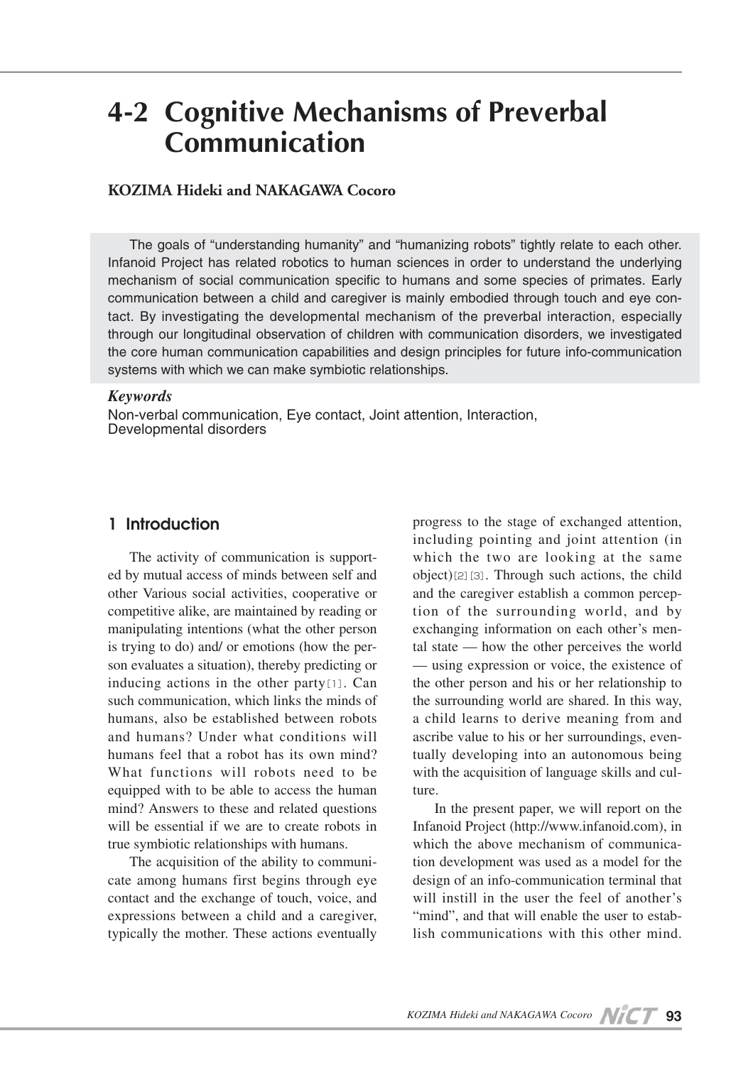# 4-2 Cognitive Mechanisms of Preverbal Communication

**KOZIMA Hideki and NAKAGAWA Cocoro**

The goals of "understanding humanity" and "humanizing robots" tightly relate to each other. Infanoid Project has related robotics to human sciences in order to understand the underlying mechanism of social communication specific to humans and some species of primates. Early communication between a child and caregiver is mainly embodied through touch and eye contact. By investigating the developmental mechanism of the preverbal interaction, especially through our longitudinal observation of children with communication disorders, we investigated the core human communication capabilities and design principles for future info-communication systems with which we can make symbiotic relationships.

***Keywords***

Non-verbal communication, Eye contact, Joint attention, Interaction, Developmental disorders

## 1 Introduction

The activity of communication is supported by mutual access of minds between self and other Various social activities, cooperative or competitive alike, are maintained by reading or manipulating intentions (what the other person is trying to do) and/ or emotions (how the person evaluates a situation), thereby predicting or inducing actions in the other party[1]. Can such communication, which links the minds of humans, also be established between robots and humans? Under what conditions will humans feel that a robot has its own mind? What functions will robots need to be equipped with to be able to access the human mind? Answers to these and related questions will be essential if we are to create robots in true symbiotic relationships with humans.

The acquisition of the ability to communicate among humans first begins through eye contact and the exchange of touch, voice, and expressions between a child and a caregiver, typically the mother. These actions eventually progress to the stage of exchanged attention, including pointing and joint attention (in which the two are looking at the same object)[2][3]. Through such actions, the child and the caregiver establish a common perception of the surrounding world, and by exchanging information on each other's mental state — how the other perceives the world — using expression or voice, the existence of the other person and his or her relationship to the surrounding world are shared. In this way, a child learns to derive meaning from and ascribe value to his or her surroundings, eventually developing into an autonomous being with the acquisition of language skills and culture.

In the present paper, we will report on the Infanoid Project (http://www.infanoid.com), in which the above mechanism of communication development was used as a model for the design of an info-communication terminal that will instill in the user the feel of another's "mind", and that will enable the user to establish communications with this other mind.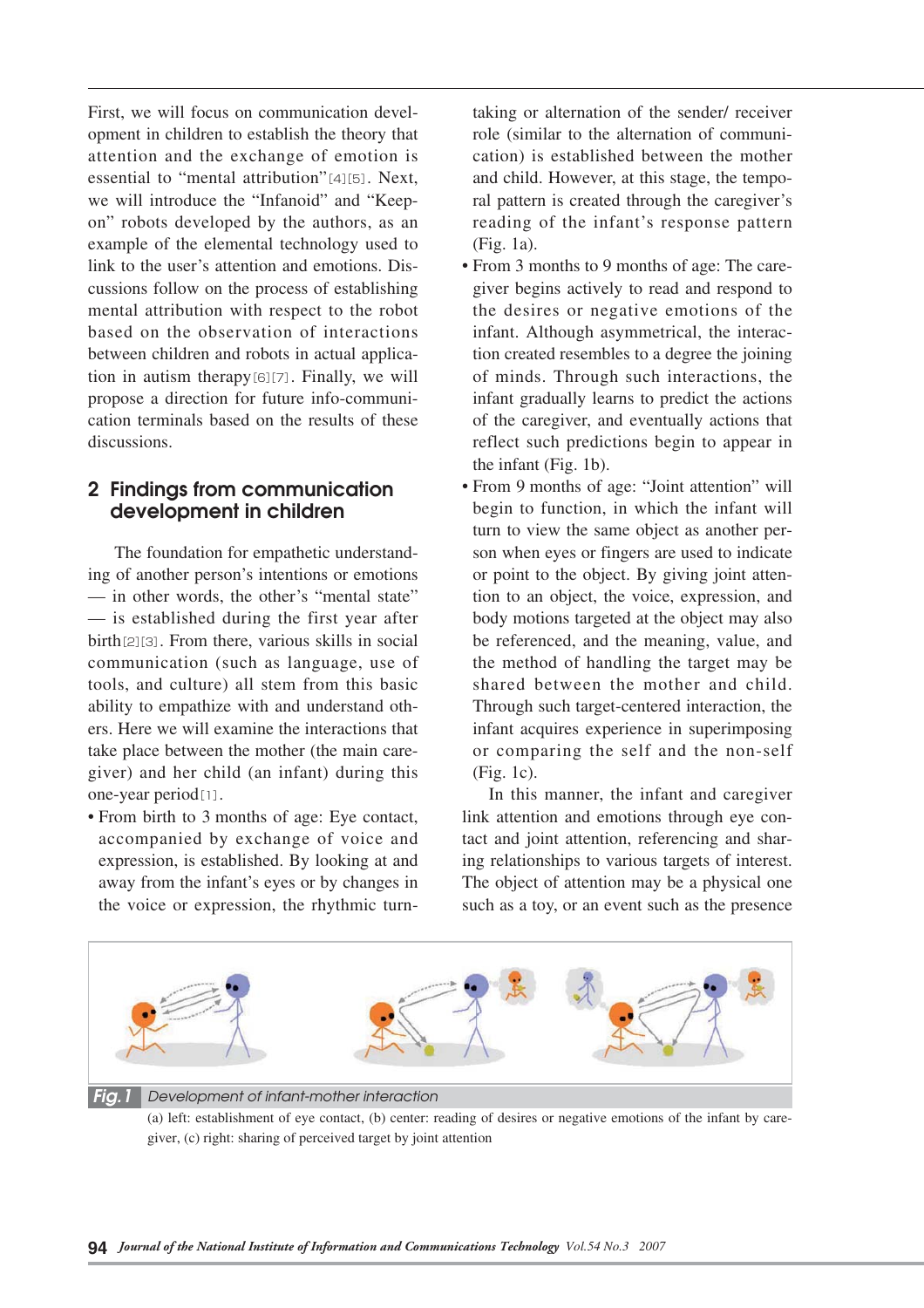First, we will focus on communication development in children to establish the theory that attention and the exchange of emotion is essential to "mental attribution"[4][5]. Next, we will introduce the "Infanoid" and "Keepon" robots developed by the authors, as an example of the elemental technology used to link to the user's attention and emotions. Discussions follow on the process of establishing mental attribution with respect to the robot based on the observation of interactions between children and robots in actual application in autism therapy[6][7]. Finally, we will propose a direction for future info-communication terminals based on the results of these discussions.

## 2 Findings from communication development in children

The foundation for empathetic understanding of another person's intentions or emotions — in other words, the other's "mental state" — is established during the first year after birth[2][3]. From there, various skills in social communication (such as language, use of tools, and culture) all stem from this basic ability to empathize with and understand others. Here we will examine the interactions that take place between the mother (the main caregiver) and her child (an infant) during this one-year period[1].

- From birth to 3 months of age: Eye contact, accompanied by exchange of voice and expression, is established. By looking at and away from the infant's eyes or by changes in the voice or expression, the rhythmic turn-taking or alternation of the sender/ receiver role (similar to the alternation of communication) is established between the mother and child. However, at this stage, the temporal pattern is created through the caregiver's reading of the infant's response pattern (Fig. 1a).
- From 3 months to 9 months of age: The caregiver begins actively to read and respond to the desires or negative emotions of the infant. Although asymmetrical, the interaction created resembles to a degree the joining of minds. Through such interactions, the infant gradually learns to predict the actions of the caregiver, and eventually actions that reflect such predictions begin to appear in the infant (Fig. 1b).
- From 9 months of age: "Joint attention" will begin to function, in which the infant will turn to view the same object as another person when eyes or fingers are used to indicate or point to the object. By giving joint attention to an object, the voice, expression, and body motions targeted at the object may also be referenced, and the meaning, value, and the method of handling the target may be shared between the mother and child. Through such target-centered interaction, the infant acquires experience in superimposing or comparing the self and the non-self (Fig. 1c).

In this manner, the infant and caregiver link attention and emotions through eye contact and joint attention, referencing and sharing relationships to various targets of interest. The object of attention may be a physical one such as a toy, or an event such as the presence

**Fig. 1** *Development of infant-mother interaction*

(a) left: establishment of eye contact, (b) center: reading of desires or negative emotions of the infant by caregiver, (c) right: sharing of perceived target by joint attention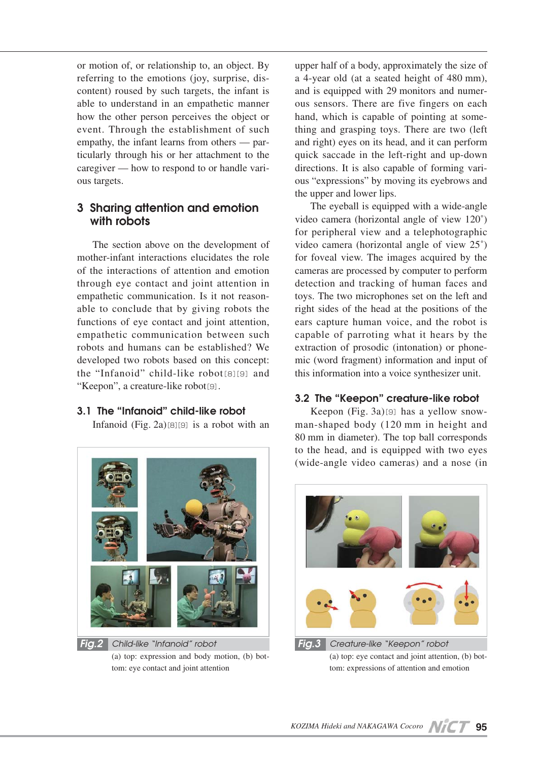or motion of, or relationship to, an object. By referring to the emotions (joy, surprise, discontent) roused by such targets, the infant is able to understand in an empathetic manner how the other person perceives the object or event. Through the establishment of such empathy, the infant learns from others — particularly through his or her attachment to the caregiver — how to respond to or handle various targets.

## 3 Sharing attention and emotion with robots

The section above on the development of mother-infant interactions elucidates the role of the interactions of attention and emotion through eye contact and joint attention in empathetic communication. Is it not reasonable to conclude that by giving robots the functions of eye contact and joint attention, empathetic communication between such robots and humans can be established? We developed two robots based on this concept: the "Infanoid" child-like robot[8][9] and "Keepon", a creature-like robot[9].

### 3.1 The "Infanoid" child-like robot

Infanoid (Fig. 2a)[8][9] is a robot with an upper half of a body, approximately the size of a 4-year old (at a seated height of 480 mm), and is equipped with 29 monitors and numerous sensors. There are five fingers on each hand, which is capable of pointing at something and grasping toys. There are two (left and right) eyes on its head, and it can perform quick saccade in the left-right and up-down directions. It is also capable of forming various "expressions" by moving its eyebrows and the upper and lower lips.

The eyeball is equipped with a wide-angle video camera (horizontal angle of view 120˚) for peripheral view and a telephotographic video camera (horizontal angle of view 25˚) for foveal view. The images acquired by the cameras are processed by computer to perform detection and tracking of human faces and toys. The two microphones set on the left and right sides of the head at the positions of the ears capture human voice, and the robot is capable of parroting what it hears by the extraction of prosodic (intonation) or phonemic (word fragment) information and input of this information into a voice synthesizer unit.

**Fig.2** Child-like "Infanoid" robot
(a) top: expression and body motion, (b) bottom: eye contact and joint attention

### 3.2 The "Keepon" creature-like robot

Keepon (Fig. 3a)[9] has a yellow snowman-shaped body (120 mm in height and 80 mm in diameter). The top ball corresponds to the head, and is equipped with two eyes (wide-angle video cameras) and a nose (in

**Fig.3** Creature-like "Keepon" robot
(a) top: eye contact and joint attention, (b) bottom: expressions of attention and emotion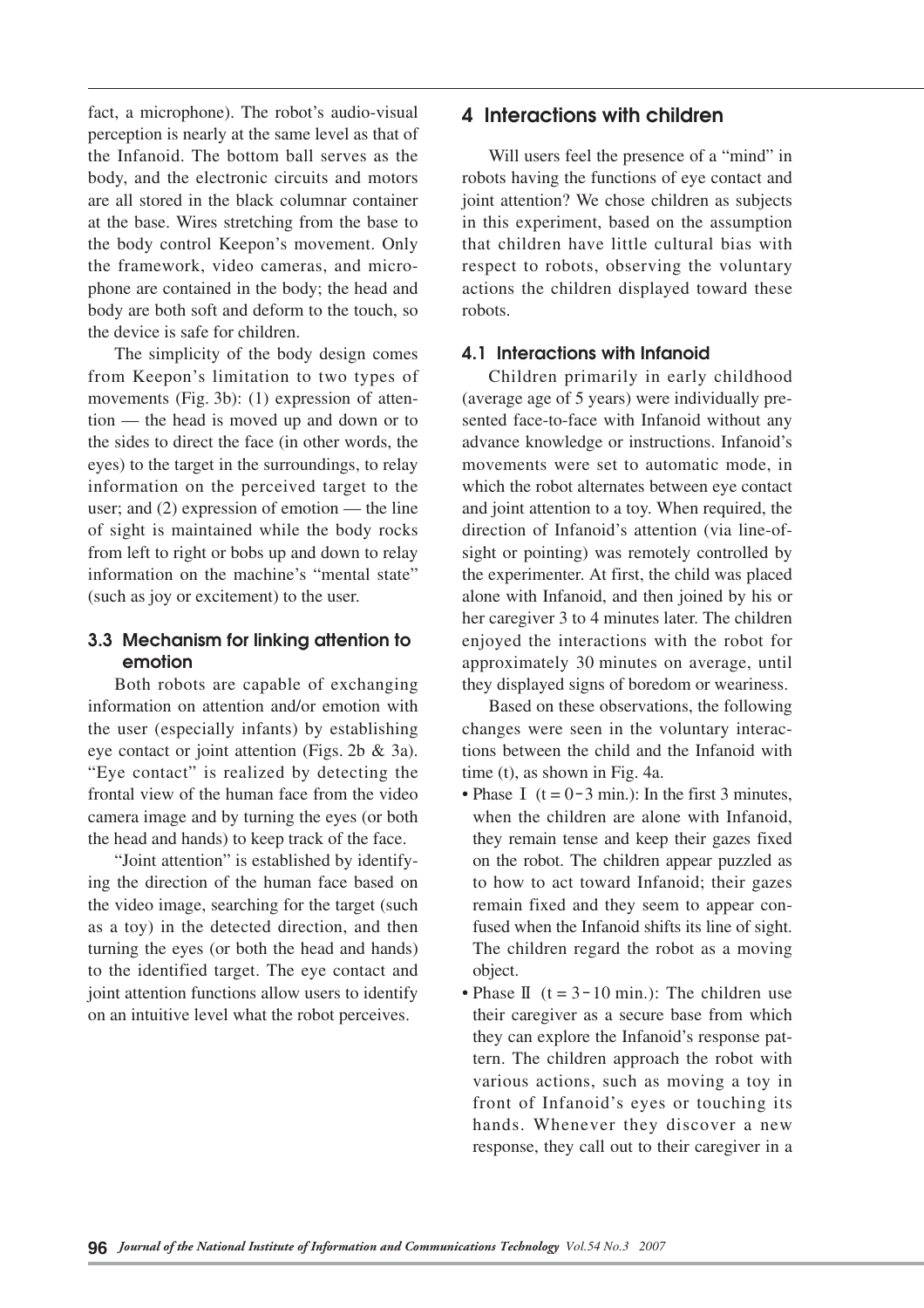fact, a microphone). The robot's audio-visual perception is nearly at the same level as that of the Infanoid. The bottom ball serves as the body, and the electronic circuits and motors are all stored in the black columnar container at the base. Wires stretching from the base to the body control Keepon's movement. Only the framework, video cameras, and microphone are contained in the body; the head and body are both soft and deform to the touch, so the device is safe for children.

The simplicity of the body design comes from Keepon's limitation to two types of movements (Fig. 3b): (1) expression of attention — the head is moved up and down or to the sides to direct the face (in other words, the eyes) to the target in the surroundings, to relay information on the perceived target to the user; and (2) expression of emotion — the line of sight is maintained while the body rocks from left to right or bobs up and down to relay information on the machine's "mental state" (such as joy or excitement) to the user.

### 3.3 Mechanism for linking attention to emotion

Both robots are capable of exchanging information on attention and/or emotion with the user (especially infants) by establishing eye contact or joint attention (Figs. 2b & 3a). "Eye contact" is realized by detecting the frontal view of the human face from the video camera image and by turning the eyes (or both the head and hands) to keep track of the face.

"Joint attention" is established by identifying the direction of the human face based on the video image, searching for the target (such as a toy) in the detected direction, and then turning the eyes (or both the head and hands) to the identified target. The eye contact and joint attention functions allow users to identify on an intuitive level what the robot perceives.

## 4 Interactions with children

Will users feel the presence of a "mind" in robots having the functions of eye contact and joint attention? We chose children as subjects in this experiment, based on the assumption that children have little cultural bias with respect to robots, observing the voluntary actions the children displayed toward these robots.

### 4.1 Interactions with Infanoid

Children primarily in early childhood (average age of 5 years) were individually presented face-to-face with Infanoid without any advance knowledge or instructions. Infanoid's movements were set to automatic mode, in which the robot alternates between eye contact and joint attention to a toy. When required, the direction of Infanoid's attention (via line-of-sight or pointing) was remotely controlled by the experimenter. At first, the child was placed alone with Infanoid, and then joined by his or her caregiver 3 to 4 minutes later. The children enjoyed the interactions with the robot for approximately 30 minutes on average, until they displayed signs of boredom or weariness.

Based on these observations, the following changes were seen in the voluntary interactions between the child and the Infanoid with time (t), as shown in Fig. 4a.

- Phase Ⅰ ($t = 0-3$ min.): In the first 3 minutes, when the children are alone with Infanoid, they remain tense and keep their gazes fixed on the robot. The children appear puzzled as to how to act toward Infanoid; their gazes remain fixed and they seem to appear confused when the Infanoid shifts its line of sight. The children regard the robot as a moving object.
- Phase Ⅱ ($t = 3-10$ min.): The children use their caregiver as a secure base from which they can explore the Infanoid's response pattern. The children approach the robot with various actions, such as moving a toy in front of Infanoid's eyes or touching its hands. Whenever they discover a new response, they call out to their caregiver in a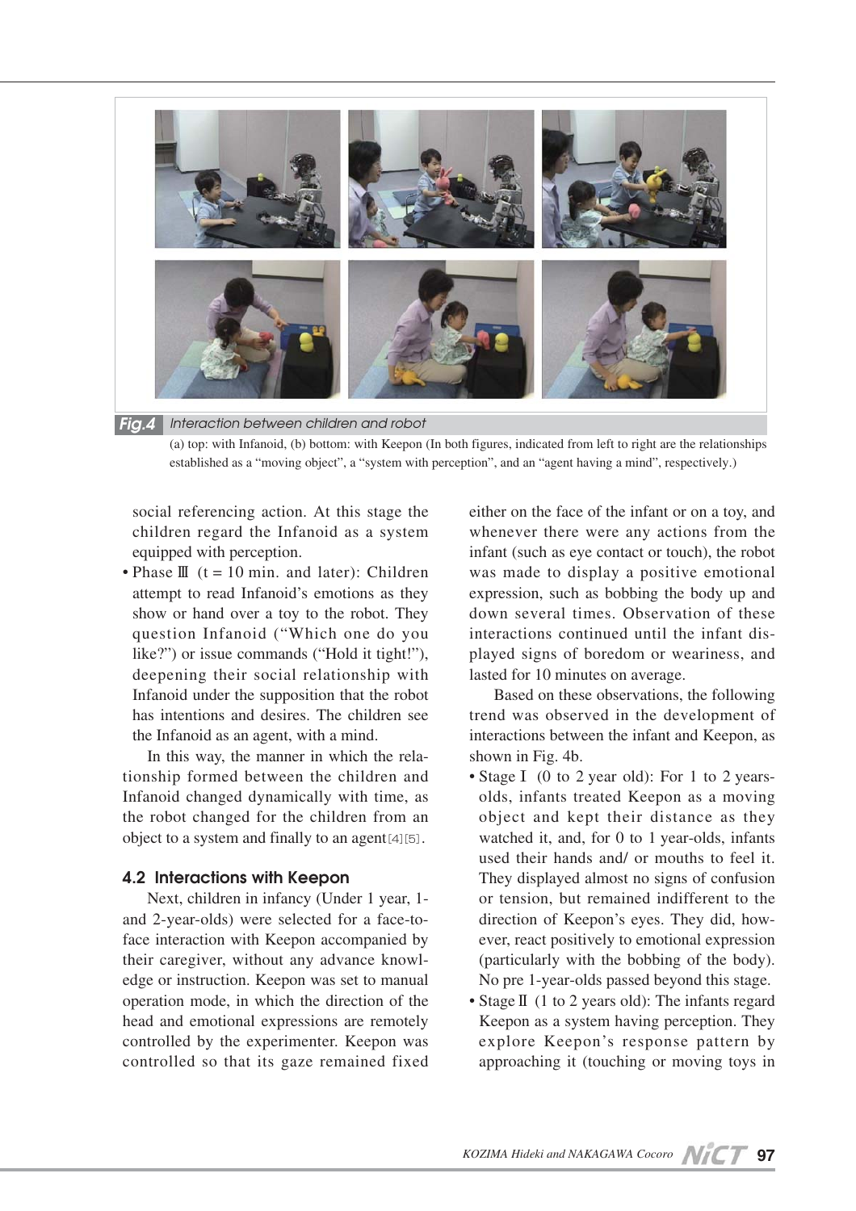**Fig.4** Interaction between children and robot

(a) top: with Infanoid, (b) bottom: with Keepon (In both figures, indicated from left to right are the relationships established as a "moving object", a "system with perception", and an "agent having a mind", respectively.)

social referencing action. At this stage the children regard the Infanoid as a system equipped with perception.

- Phase Ⅲ (t = 10 min. and later): Children attempt to read Infanoid's emotions as they show or hand over a toy to the robot. They question Infanoid ("Which one do you like?") or issue commands ("Hold it tight!"), deepening their social relationship with Infanoid under the supposition that the robot has intentions and desires. The children see the Infanoid as an agent, with a mind.

In this way, the manner in which the relationship formed between the children and Infanoid changed dynamically with time, as the robot changed for the children from an object to a system and finally to an agent[4][5].

### 4.2 Interactions with Keepon

Next, children in infancy (Under 1 year, 1- and 2-year-olds) were selected for a face-to-face interaction with Keepon accompanied by their caregiver, without any advance knowledge or instruction. Keepon was set to manual operation mode, in which the direction of the head and emotional expressions are remotely controlled by the experimenter. Keepon was controlled so that its gaze remained fixed either on the face of the infant or on a toy, and whenever there were any actions from the infant (such as eye contact or touch), the robot was made to display a positive emotional expression, such as bobbing the body up and down several times. Observation of these interactions continued until the infant displayed signs of boredom or weariness, and lasted for 10 minutes on average.

Based on these observations, the following trend was observed in the development of interactions between the infant and Keepon, as shown in Fig. 4b.

- Stage Ⅰ (0 to 2 year old): For 1 to 2 years-olds, infants treated Keepon as a moving object and kept their distance as they watched it, and, for 0 to 1 year-olds, infants used their hands and/ or mouths to feel it. They displayed almost no signs of confusion or tension, but remained indifferent to the direction of Keepon's eyes. They did, however, react positively to emotional expression (particularly with the bobbing of the body). No pre 1-year-olds passed beyond this stage.
- Stage Ⅱ (1 to 2 years old): The infants regard Keepon as a system having perception. They explore Keepon's response pattern by approaching it (touching or moving toys in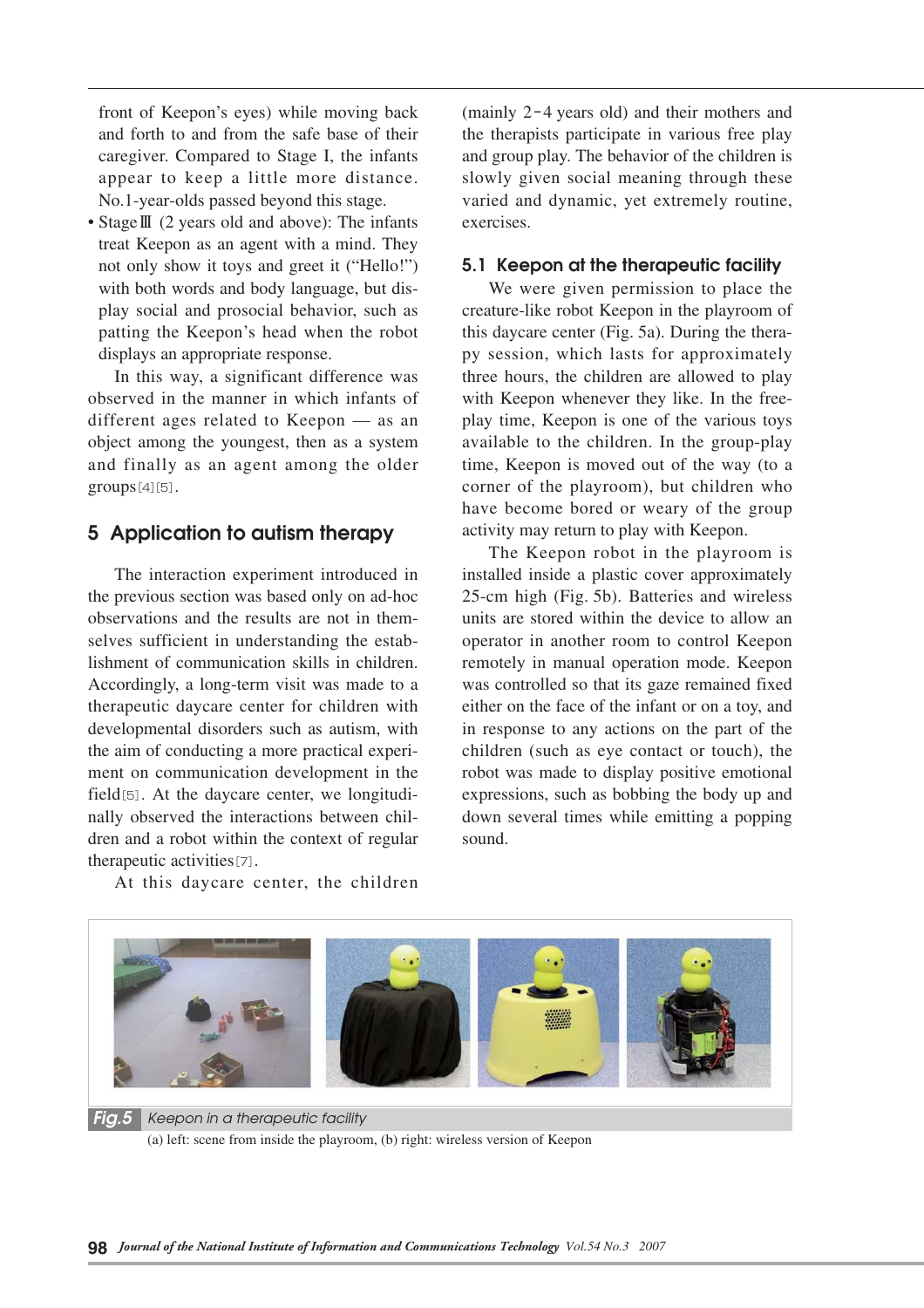front of Keepon's eyes) while moving back and forth to and from the safe base of their caregiver. Compared to Stage I, the infants appear to keep a little more distance. No.1-year-olds passed beyond this stage.

- Stage Ⅲ (2 years old and above): The infants treat Keepon as an agent with a mind. They not only show it toys and greet it ("Hello!") with both words and body language, but display social and prosocial behavior, such as patting the Keepon's head when the robot displays an appropriate response.

In this way, a significant difference was observed in the manner in which infants of different ages related to Keepon — as an object among the youngest, then as a system and finally as an agent among the older groups[4][5].

## 5 Application to autism therapy

The interaction experiment introduced in the previous section was based only on ad-hoc observations and the results are not in themselves sufficient in understanding the establishment of communication skills in children. Accordingly, a long-term visit was made to a therapeutic daycare center for children with developmental disorders such as autism, with the aim of conducting a more practical experiment on communication development in the field[5]. At the daycare center, we longitudinally observed the interactions between children and a robot within the context of regular therapeutic activities[7].

At this daycare center, the children (mainly 2-4 years old) and their mothers and the therapists participate in various free play and group play. The behavior of the children is slowly given social meaning through these varied and dynamic, yet extremely routine, exercises.

### 5.1 Keepon at the therapeutic facility

We were given permission to place the creature-like robot Keepon in the playroom of this daycare center (Fig. 5a). During the therapy session, which lasts for approximately three hours, the children are allowed to play with Keepon whenever they like. In the free-play time, Keepon is one of the various toys available to the children. In the group-play time, Keepon is moved out of the way (to a corner of the playroom), but children who have become bored or weary of the group activity may return to play with Keepon.

The Keepon robot in the playroom is installed inside a plastic cover approximately 25-cm high (Fig. 5b). Batteries and wireless units are stored within the device to allow an operator in another room to control Keepon remotely in manual operation mode. Keepon was controlled so that its gaze remained fixed either on the face of the infant or on a toy, and in response to any actions on the part of the children (such as eye contact or touch), the robot was made to display positive emotional expressions, such as bobbing the body up and down several times while emitting a popping sound.

**Fig.5** *Keepon in a therapeutic facility*

(a) left: scene from inside the playroom, (b) right: wireless version of Keepon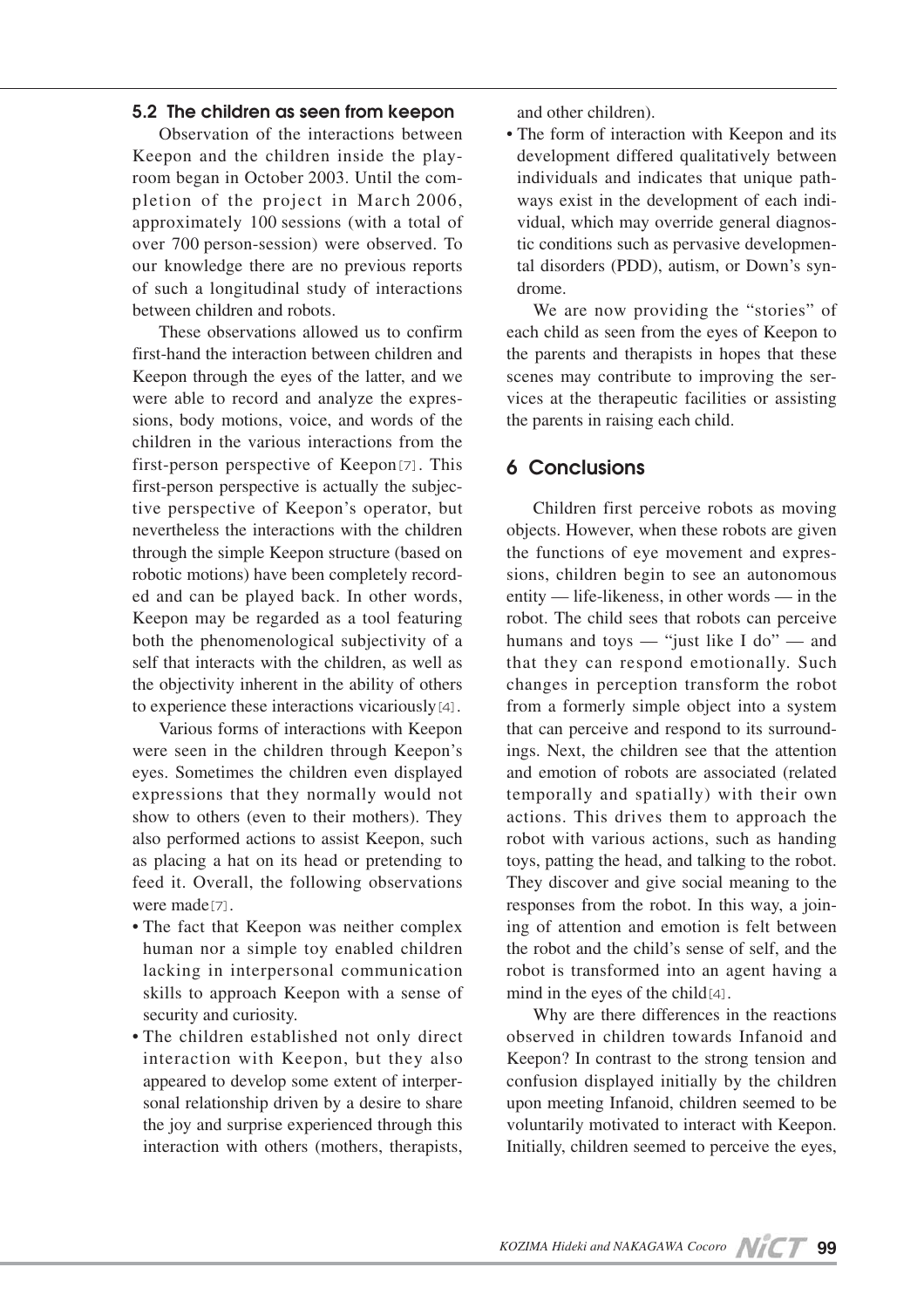### 5.2 The children as seen from keepon

Observation of the interactions between Keepon and the children inside the playroom began in October 2003. Until the completion of the project in March 2006, approximately 100 sessions (with a total of over 700 person-session) were observed. To our knowledge there are no previous reports of such a longitudinal study of interactions between children and robots.

These observations allowed us to confirm first-hand the interaction between children and Keepon through the eyes of the latter, and we were able to record and analyze the expressions, body motions, voice, and words of the children in the various interactions from the first-person perspective of Keepon[7]. This first-person perspective is actually the subjective perspective of Keepon's operator, but nevertheless the interactions with the children through the simple Keepon structure (based on robotic motions) have been completely recorded and can be played back. In other words, Keepon may be regarded as a tool featuring both the phenomenological subjectivity of a self that interacts with the children, as well as the objectivity inherent in the ability of others to experience these interactions vicariously[4].

Various forms of interactions with Keepon were seen in the children through Keepon's eyes. Sometimes the children even displayed expressions that they normally would not show to others (even to their mothers). They also performed actions to assist Keepon, such as placing a hat on its head or pretending to feed it. Overall, the following observations were made[7].

- The fact that Keepon was neither complex human nor a simple toy enabled children lacking in interpersonal communication skills to approach Keepon with a sense of security and curiosity.
- The children established not only direct interaction with Keepon, but they also appeared to develop some extent of interpersonal relationship driven by a desire to share the joy and surprise experienced through this interaction with others (mothers, therapists, and other children).
- The form of interaction with Keepon and its development differed qualitatively between individuals and indicates that unique pathways exist in the development of each individual, which may override general diagnostic conditions such as pervasive developmental disorders (PDD), autism, or Down's syndrome.

We are now providing the "stories" of each child as seen from the eyes of Keepon to the parents and therapists in hopes that these scenes may contribute to improving the services at the therapeutic facilities or assisting the parents in raising each child.

## 6 Conclusions

Children first perceive robots as moving objects. However, when these robots are given the functions of eye movement and expressions, children begin to see an autonomous entity — life-likeness, in other words — in the robot. The child sees that robots can perceive humans and toys — "just like I do" — and that they can respond emotionally. Such changes in perception transform the robot from a formerly simple object into a system that can perceive and respond to its surroundings. Next, the children see that the attention and emotion of robots are associated (related temporally and spatially) with their own actions. This drives them to approach the robot with various actions, such as handing toys, patting the head, and talking to the robot. They discover and give social meaning to the responses from the robot. In this way, a joining of attention and emotion is felt between the robot and the child's sense of self, and the robot is transformed into an agent having a mind in the eyes of the child[4].

Why are there differences in the reactions observed in children towards Infanoid and Keepon? In contrast to the strong tension and confusion displayed initially by the children upon meeting Infanoid, children seemed to be voluntarily motivated to interact with Keepon. Initially, children seemed to perceive the eyes,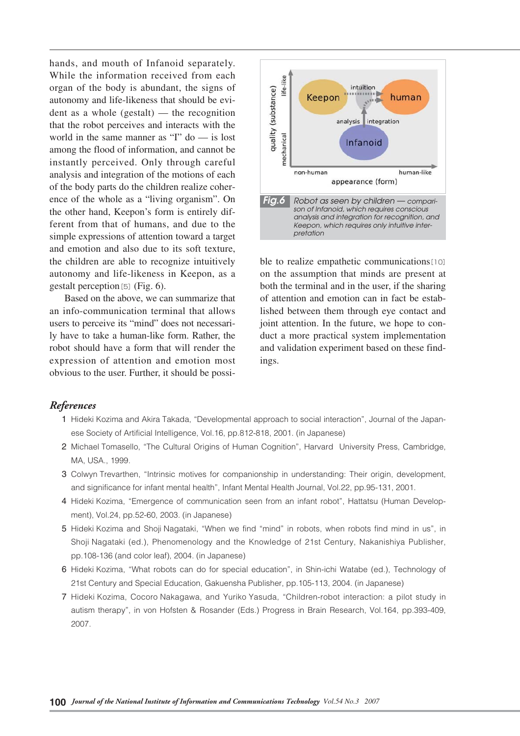hands, and mouth of Infanoid separately. While the information received from each organ of the body is abundant, the signs of autonomy and life-likeness that should be evident as a whole (gestalt) — the recognition that the robot perceives and interacts with the world in the same manner as "I" do — is lost among the flood of information, and cannot be instantly perceived. Only through careful analysis and integration of the motions of each of the body parts do the children realize coherence of the whole as a "living organism". On the other hand, Keepon's form is entirely different from that of humans, and due to the simple expressions of attention toward a target and emotion and also due to its soft texture, the children are able to recognize intuitively autonomy and life-likeness in Keepon, as a gestalt perception[5] (Fig. 6).

Based on the above, we can summarize that an info-communication terminal that allows users to perceive its "mind" does not necessarily have to take a human-like form. Rather, the robot should have a form that will render the expression of attention and emotion most obvious to the user. Further, it should be possible to realize empathetic communications[10] on the assumption that minds are present at both the terminal and in the user, if the sharing of attention and emotion can in fact be established between them through eye contact and joint attention. In the future, we hope to conduct a more practical system implementation and validation experiment based on these findings.

**Fig.6** Robot as seen by children — comparison of Infanoid, which requires conscious analysis and integration for recognition, and Keepon, which requires only intuitive interpretation

## References

1. Hideki Kozima and Akira Takada, "Developmental approach to social interaction", Journal of the Japanese Society of Artificial Intelligence, Vol.16, pp.812-818, 2001. (in Japanese)
2. Michael Tomasello, "The Cultural Origins of Human Cognition", Harvard University Press, Cambridge, MA, USA., 1999.
3. Colwyn Trevarthen, "Intrinsic motives for companionship in understanding: Their origin, development, and significance for infant mental health", Infant Mental Health Journal, Vol.22, pp.95-131, 2001.
4. Hideki Kozima, "Emergence of communication seen from an infant robot", Hattatsu (Human Development), Vol.24, pp.52-60, 2003. (in Japanese)
5. Hideki Kozima and Shoji Nagataki, "When we find "mind" in robots, when robots find mind in us", in Shoji Nagataki (ed.), Phenomenology and the Knowledge of 21st Century, Nakanishiya Publisher, pp.108-136 (and color leaf), 2004. (in Japanese)
6. Hideki Kozima, "What robots can do for special education", in Shin-ichi Watabe (ed.), Technology of 21st Century and Special Education, Gakuensha Publisher, pp.105-113, 2004. (in Japanese)
7. Hideki Kozima, Cocoro Nakagawa, and Yuriko Yasuda, "Children-robot interaction: a pilot study in autism therapy", in von Hofsten & Rosander (Eds.) Progress in Brain Research, Vol.164, pp.393-409, 2007.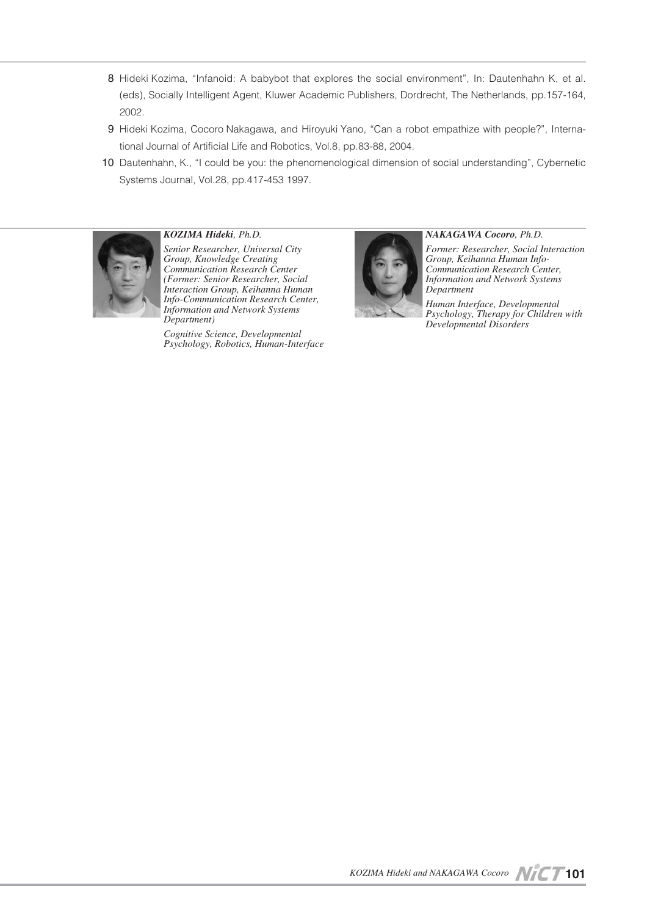8 Hideki Kozima, "Infanoid: A babybot that explores the social environment", In: Dautenhahn K, et al. (eds), Socially Intelligent Agent, Kluwer Academic Publishers, Dordrecht, The Netherlands, pp.157-164, 2002.

9 Hideki Kozima, Cocoro Nakagawa, and Hiroyuki Yano, "Can a robot empathize with people?", International Journal of Artificial Life and Robotics, Vol.8, pp.83-88, 2004.

10 Dautenhahn, K., "I could be you: the phenomenological dimension of social understanding", Cybernetic Systems Journal, Vol.28, pp.417-453 1997.

***KOZIMA Hideki**, Ph.D.*

*Senior Researcher, Universal City Group, Knowledge Creating Communication Research Center (Former: Senior Researcher, Social Interaction Group, Keihanna Human Info-Communication Research Center, Information and Network Systems Department)*

*Cognitive Science, Developmental Psychology, Robotics, Human-Interface*

***NAKAGAWA Cocoro**, Ph.D.*

*Former: Researcher, Social Interaction Group, Keihanna Human Info-Communication Research Center, Information and Network Systems Department*

*Human Interface, Developmental Psychology, Therapy for Children with Developmental Disorders*